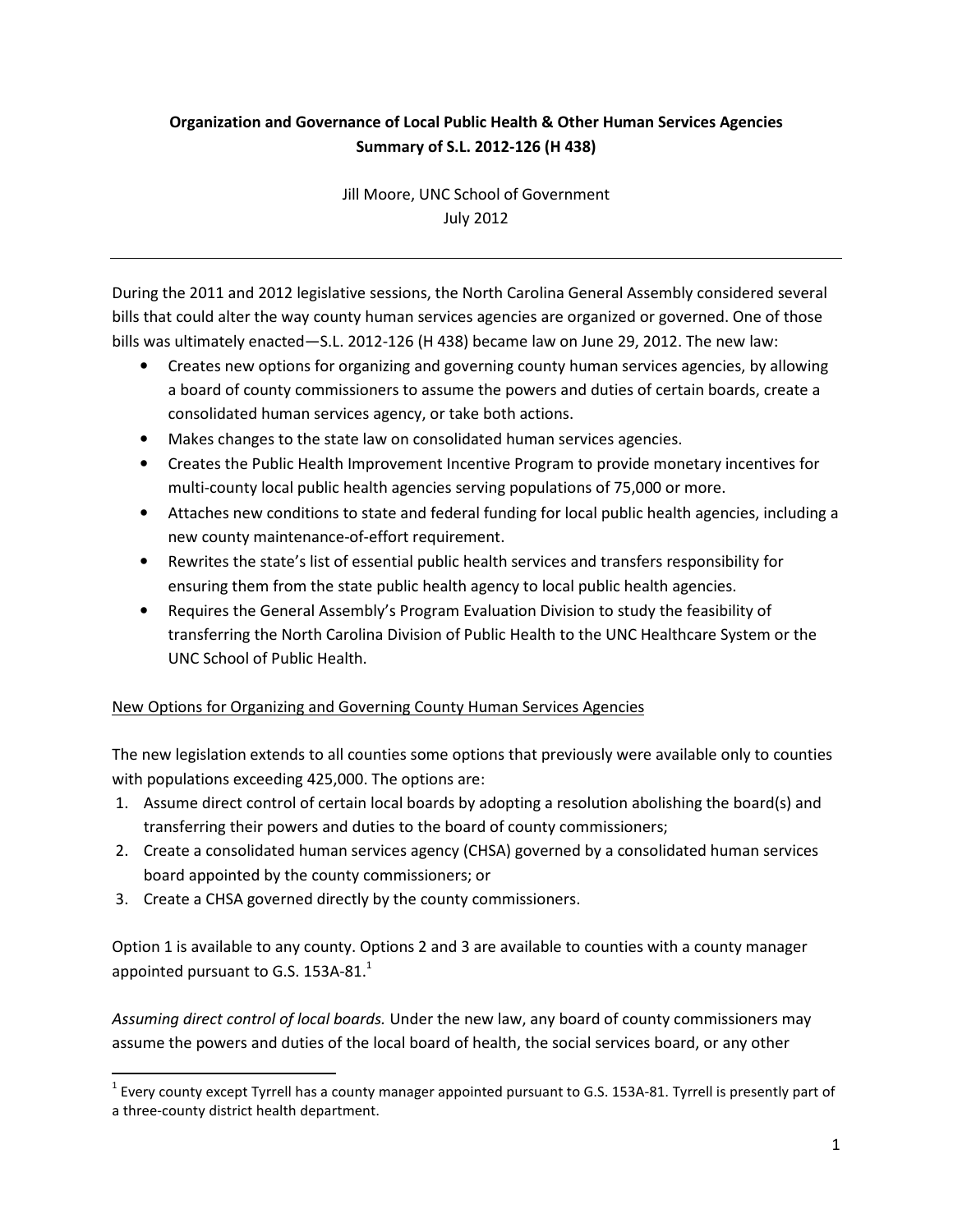# Organization and Governance of Local Public Health & Other Human Services Agencies
## Summary of S.L. 2012-126 (H 438)

Jill Moore, UNC School of Government
July 2012

---

During the 2011 and 2012 legislative sessions, the North Carolina General Assembly considered several bills that could alter the way county human services agencies are organized or governed. One of those bills was ultimately enacted—S.L. 2012-126 (H 438) became law on June 29, 2012. The new law:

- Creates new options for organizing and governing county human services agencies, by allowing a board of county commissioners to assume the powers and duties of certain boards, create a consolidated human services agency, or take both actions.
- Makes changes to the state law on consolidated human services agencies.
- Creates the Public Health Improvement Incentive Program to provide monetary incentives for multi-county local public health agencies serving populations of 75,000 or more.
- Attaches new conditions to state and federal funding for local public health agencies, including a new county maintenance-of-effort requirement.
- Rewrites the state's list of essential public health services and transfers responsibility for ensuring them from the state public health agency to local public health agencies.
- Requires the General Assembly's Program Evaluation Division to study the feasibility of transferring the North Carolina Division of Public Health to the UNC Healthcare System or the UNC School of Public Health.

<u>New Options for Organizing and Governing County Human Services Agencies</u>

The new legislation extends to all counties some options that previously were available only to counties with populations exceeding 425,000. The options are:

1. Assume direct control of certain local boards by adopting a resolution abolishing the board(s) and transferring their powers and duties to the board of county commissioners;
2. Create a consolidated human services agency (CHSA) governed by a consolidated human services board appointed by the county commissioners; or
3. Create a CHSA governed directly by the county commissioners.

Option 1 is available to any county. Options 2 and 3 are available to counties with a county manager appointed pursuant to G.S. 153A-81.[1]

*Assuming direct control of local boards.* Under the new law, any board of county commissioners may assume the powers and duties of the local board of health, the social services board, or any other

[1] Every county except Tyrrell has a county manager appointed pursuant to G.S. 153A-81. Tyrrell is presently part of a three-county district health department.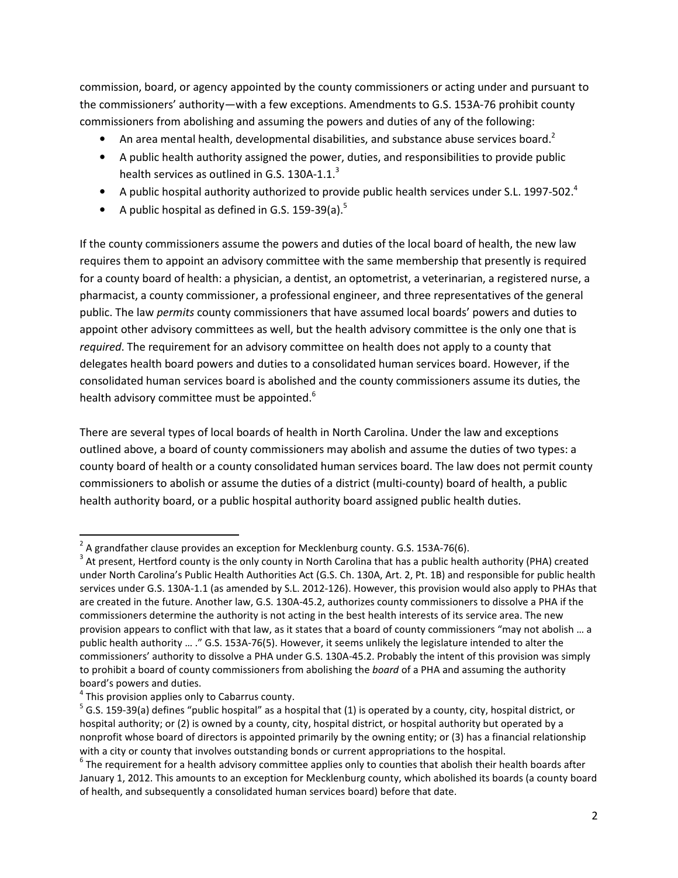commission, board, or agency appointed by the county commissioners or acting under and pursuant to the commissioners' authority—with a few exceptions. Amendments to G.S. 153A-76 prohibit county commissioners from abolishing and assuming the powers and duties of any of the following:

- An area mental health, developmental disabilities, and substance abuse services board.[2]
- A public health authority assigned the power, duties, and responsibilities to provide public health services as outlined in G.S. 130A-1.1.[3]
- A public hospital authority authorized to provide public health services under S.L. 1997-502.[4]
- A public hospital as defined in G.S. 159-39(a).[5]

If the county commissioners assume the powers and duties of the local board of health, the new law requires them to appoint an advisory committee with the same membership that presently is required for a county board of health: a physician, a dentist, an optometrist, a veterinarian, a registered nurse, a pharmacist, a county commissioner, a professional engineer, and three representatives of the general public. The law *permits* county commissioners that have assumed local boards' powers and duties to appoint other advisory committees as well, but the health advisory committee is the only one that is *required*. The requirement for an advisory committee on health does not apply to a county that delegates health board powers and duties to a consolidated human services board. However, if the consolidated human services board is abolished and the county commissioners assume its duties, the health advisory committee must be appointed.[6]

There are several types of local boards of health in North Carolina. Under the law and exceptions outlined above, a board of county commissioners may abolish and assume the duties of two types: a county board of health or a county consolidated human services board. The law does not permit county commissioners to abolish or assume the duties of a district (multi-county) board of health, a public health authority board, or a public hospital authority board assigned public health duties.

---

[2] A grandfather clause provides an exception for Mecklenburg county. G.S. 153A-76(6).

[3] At present, Hertford county is the only county in North Carolina that has a public health authority (PHA) created under North Carolina's Public Health Authorities Act (G.S. Ch. 130A, Art. 2, Pt. 1B) and responsible for public health services under G.S. 130A-1.1 (as amended by S.L. 2012-126). However, this provision would also apply to PHAs that are created in the future. Another law, G.S. 130A-45.2, authorizes county commissioners to dissolve a PHA if the commissioners determine the authority is not acting in the best health interests of its service area. The new provision appears to conflict with that law, as it states that a board of county commissioners "may not abolish … a public health authority … ." G.S. 153A-76(5). However, it seems unlikely the legislature intended to alter the commissioners' authority to dissolve a PHA under G.S. 130A-45.2. Probably the intent of this provision was simply to prohibit a board of county commissioners from abolishing the *board* of a PHA and assuming the authority board's powers and duties.

[4] This provision applies only to Cabarrus county.

[5] G.S. 159-39(a) defines "public hospital" as a hospital that (1) is operated by a county, city, hospital district, or hospital authority; or (2) is owned by a county, city, hospital district, or hospital authority but operated by a nonprofit whose board of directors is appointed primarily by the owning entity; or (3) has a financial relationship with a city or county that involves outstanding bonds or current appropriations to the hospital.

[6] The requirement for a health advisory committee applies only to counties that abolish their health boards after January 1, 2012. This amounts to an exception for Mecklenburg county, which abolished its boards (a county board of health, and subsequently a consolidated human services board) before that date.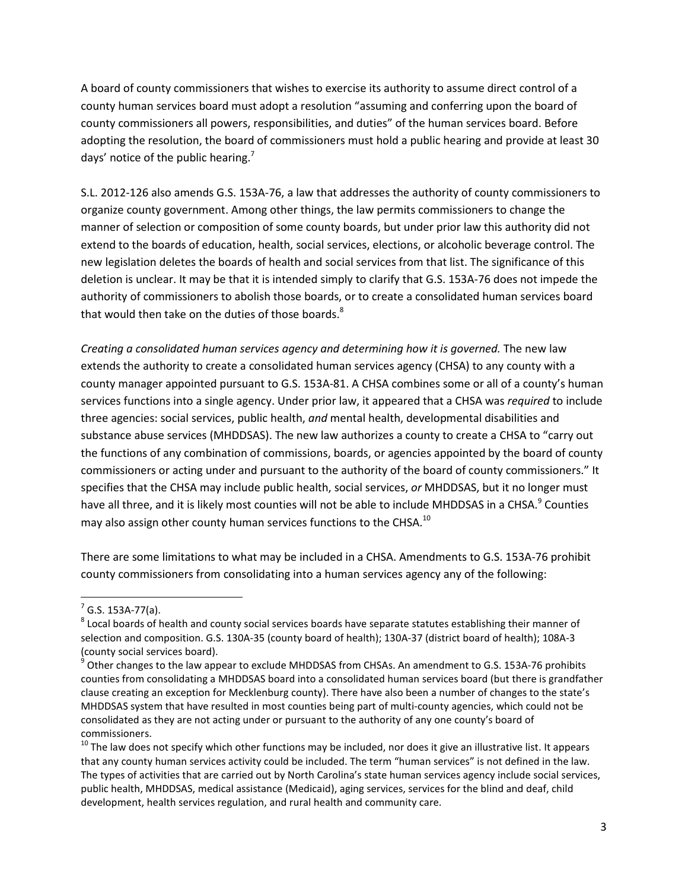A board of county commissioners that wishes to exercise its authority to assume direct control of a county human services board must adopt a resolution "assuming and conferring upon the board of county commissioners all powers, responsibilities, and duties" of the human services board. Before adopting the resolution, the board of commissioners must hold a public hearing and provide at least 30 days' notice of the public hearing.[7]

S.L. 2012-126 also amends G.S. 153A-76, a law that addresses the authority of county commissioners to organize county government. Among other things, the law permits commissioners to change the manner of selection or composition of some county boards, but under prior law this authority did not extend to the boards of education, health, social services, elections, or alcoholic beverage control. The new legislation deletes the boards of health and social services from that list. The significance of this deletion is unclear. It may be that it is intended simply to clarify that G.S. 153A-76 does not impede the authority of commissioners to abolish those boards, or to create a consolidated human services board that would then take on the duties of those boards.[8]

*Creating a consolidated human services agency and determining how it is governed.* The new law extends the authority to create a consolidated human services agency (CHSA) to any county with a county manager appointed pursuant to G.S. 153A-81. A CHSA combines some or all of a county's human services functions into a single agency. Under prior law, it appeared that a CHSA was *required* to include three agencies: social services, public health, *and* mental health, developmental disabilities and substance abuse services (MHDDSAS). The new law authorizes a county to create a CHSA to "carry out the functions of any combination of commissions, boards, or agencies appointed by the board of county commissioners or acting under and pursuant to the authority of the board of county commissioners." It specifies that the CHSA may include public health, social services, *or* MHDDSAS, but it no longer must have all three, and it is likely most counties will not be able to include MHDDSAS in a CHSA.[9] Counties may also assign other county human services functions to the CHSA.[10]

There are some limitations to what may be included in a CHSA. Amendments to G.S. 153A-76 prohibit county commissioners from consolidating into a human services agency any of the following:

---

[7] G.S. 153A-77(a).

[8] Local boards of health and county social services boards have separate statutes establishing their manner of selection and composition. G.S. 130A-35 (county board of health); 130A-37 (district board of health); 108A-3 (county social services board).

[9] Other changes to the law appear to exclude MHDDSAS from CHSAs. An amendment to G.S. 153A-76 prohibits counties from consolidating a MHDDSAS board into a consolidated human services board (but there is grandfather clause creating an exception for Mecklenburg county). There have also been a number of changes to the state's MHDDSAS system that have resulted in most counties being part of multi-county agencies, which could not be consolidated as they are not acting under or pursuant to the authority of any one county's board of commissioners.

[10] The law does not specify which other functions may be included, nor does it give an illustrative list. It appears that any county human services activity could be included. The term "human services" is not defined in the law. The types of activities that are carried out by North Carolina's state human services agency include social services, public health, MHDDSAS, medical assistance (Medicaid), aging services, services for the blind and deaf, child development, health services regulation, and rural health and community care.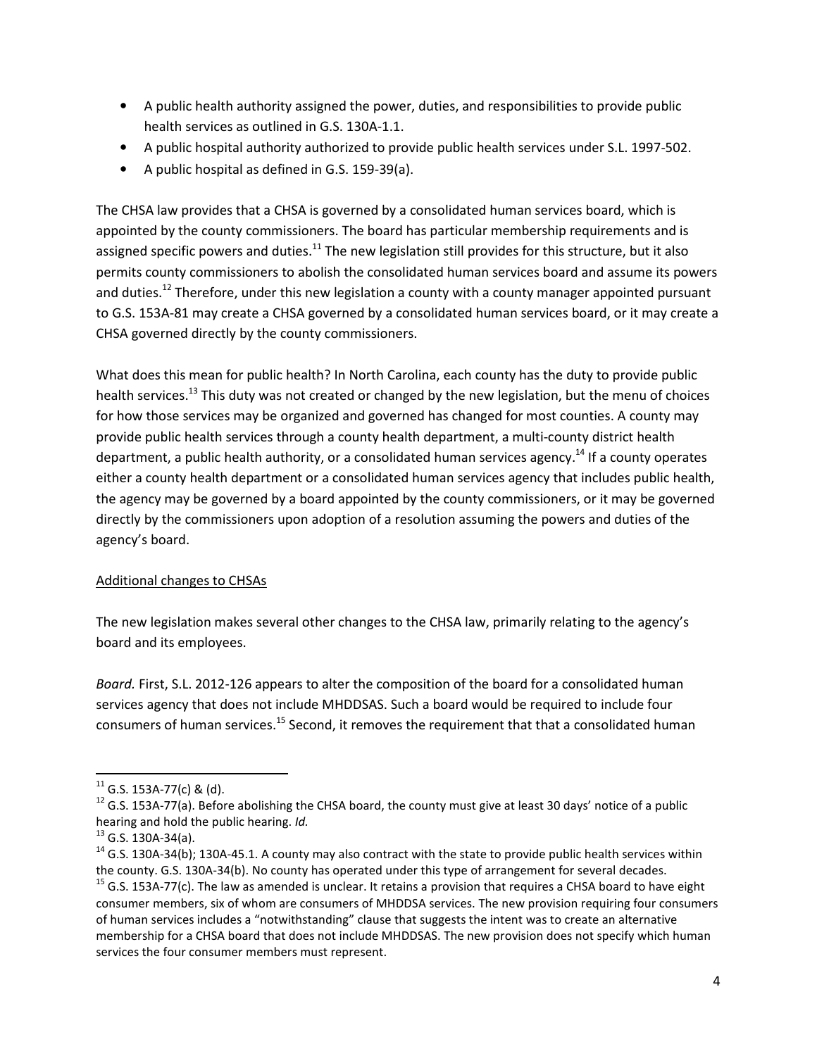- A public health authority assigned the power, duties, and responsibilities to provide public health services as outlined in G.S. 130A-1.1.
- A public hospital authority authorized to provide public health services under S.L. 1997-502.
- A public hospital as defined in G.S. 159-39(a).

The CHSA law provides that a CHSA is governed by a consolidated human services board, which is appointed by the county commissioners. The board has particular membership requirements and is assigned specific powers and duties.[11] The new legislation still provides for this structure, but it also permits county commissioners to abolish the consolidated human services board and assume its powers and duties.[12] Therefore, under this new legislation a county with a county manager appointed pursuant to G.S. 153A-81 may create a CHSA governed by a consolidated human services board, or it may create a CHSA governed directly by the county commissioners.

What does this mean for public health? In North Carolina, each county has the duty to provide public health services.[13] This duty was not created or changed by the new legislation, but the menu of choices for how those services may be organized and governed has changed for most counties. A county may provide public health services through a county health department, a multi-county district health department, a public health authority, or a consolidated human services agency.[14] If a county operates either a county health department or a consolidated human services agency that includes public health, the agency may be governed by a board appointed by the county commissioners, or it may be governed directly by the commissioners upon adoption of a resolution assuming the powers and duties of the agency's board.

<u>Additional changes to CHSAs</u>

The new legislation makes several other changes to the CHSA law, primarily relating to the agency's board and its employees.

*Board.* First, S.L. 2012-126 appears to alter the composition of the board for a consolidated human services agency that does not include MHDDSAS. Such a board would be required to include four consumers of human services.[15] Second, it removes the requirement that that a consolidated human

---

[11] G.S. 153A-77(c) & (d).

[12] G.S. 153A-77(a). Before abolishing the CHSA board, the county must give at least 30 days' notice of a public hearing and hold the public hearing. *Id.*

[13] G.S. 130A-34(a).

[14] G.S. 130A-34(b); 130A-45.1. A county may also contract with the state to provide public health services within the county. G.S. 130A-34(b). No county has operated under this type of arrangement for several decades.

[15] G.S. 153A-77(c). The law as amended is unclear. It retains a provision that requires a CHSA board to have eight consumer members, six of whom are consumers of MHDDSA services. The new provision requiring four consumers of human services includes a "notwithstanding" clause that suggests the intent was to create an alternative membership for a CHSA board that does not include MHDDSAS. The new provision does not specify which human services the four consumer members must represent.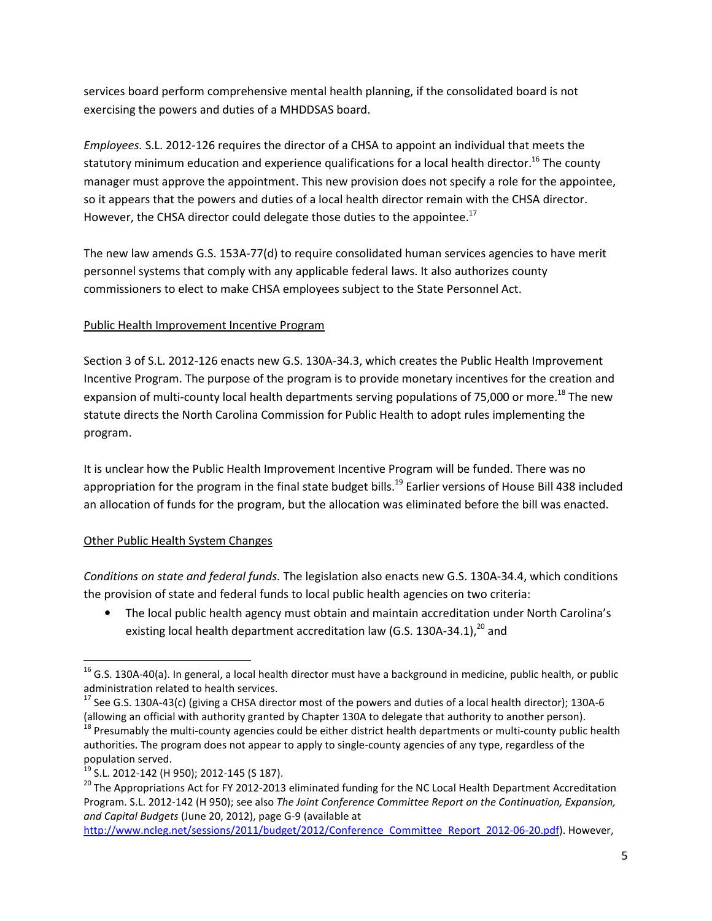services board perform comprehensive mental health planning, if the consolidated board is not exercising the powers and duties of a MHDDSAS board.

*Employees.* S.L. 2012-126 requires the director of a CHSA to appoint an individual that meets the statutory minimum education and experience qualifications for a local health director.[16] The county manager must approve the appointment. This new provision does not specify a role for the appointee, so it appears that the powers and duties of a local health director remain with the CHSA director. However, the CHSA director could delegate those duties to the appointee.[17]

The new law amends G.S. 153A-77(d) to require consolidated human services agencies to have merit personnel systems that comply with any applicable federal laws. It also authorizes county commissioners to elect to make CHSA employees subject to the State Personnel Act.

<u>Public Health Improvement Incentive Program</u>

Section 3 of S.L. 2012-126 enacts new G.S. 130A-34.3, which creates the Public Health Improvement Incentive Program. The purpose of the program is to provide monetary incentives for the creation and expansion of multi-county local health departments serving populations of 75,000 or more.[18] The new statute directs the North Carolina Commission for Public Health to adopt rules implementing the program.

It is unclear how the Public Health Improvement Incentive Program will be funded. There was no appropriation for the program in the final state budget bills.[19] Earlier versions of House Bill 438 included an allocation of funds for the program, but the allocation was eliminated before the bill was enacted.

<u>Other Public Health System Changes</u>

*Conditions on state and federal funds.* The legislation also enacts new G.S. 130A-34.4, which conditions the provision of state and federal funds to local public health agencies on two criteria:

- The local public health agency must obtain and maintain accreditation under North Carolina's existing local health department accreditation law (G.S. 130A-34.1),[20] and

---

[16] G.S. 130A-40(a). In general, a local health director must have a background in medicine, public health, or public administration related to health services.

[17] See G.S. 130A-43(c) (giving a CHSA director most of the powers and duties of a local health director); 130A-6 (allowing an official with authority granted by Chapter 130A to delegate that authority to another person).

[18] Presumably the multi-county agencies could be either district health departments or multi-county public health authorities. The program does not appear to apply to single-county agencies of any type, regardless of the population served.

[19] S.L. 2012-142 (H 950); 2012-145 (S 187).

[20] The Appropriations Act for FY 2012-2013 eliminated funding for the NC Local Health Department Accreditation Program. S.L. 2012-142 (H 950); see also *The Joint Conference Committee Report on the Continuation, Expansion, and Capital Budgets* (June 20, 2012), page G-9 (available at http://www.ncleg.net/sessions/2011/budget/2012/Conference_Committee_Report_2012-06-20.pdf). However,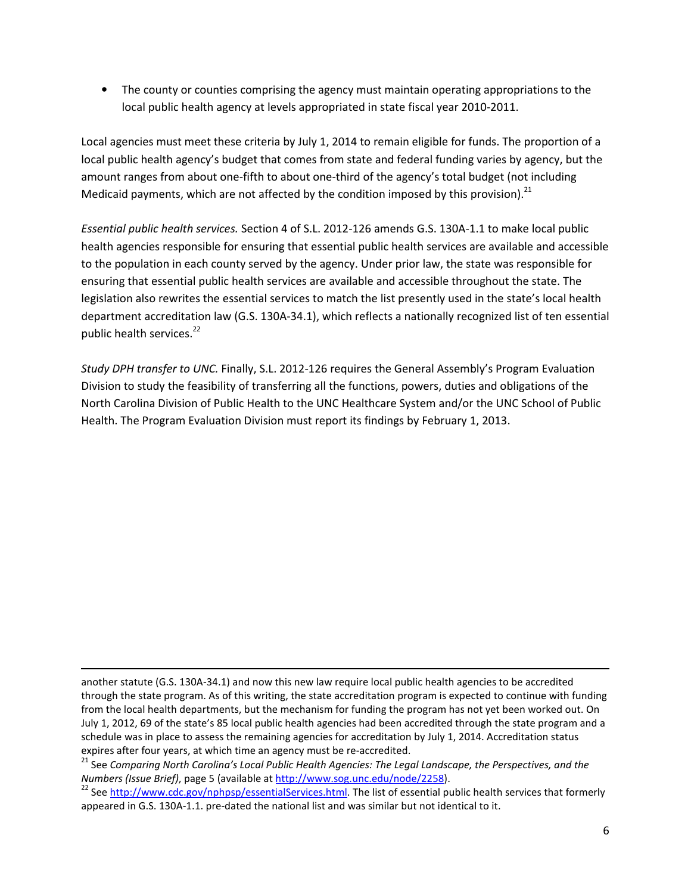- The county or counties comprising the agency must maintain operating appropriations to the local public health agency at levels appropriated in state fiscal year 2010-2011.

Local agencies must meet these criteria by July 1, 2014 to remain eligible for funds. The proportion of a local public health agency's budget that comes from state and federal funding varies by agency, but the amount ranges from about one-fifth to about one-third of the agency's total budget (not including Medicaid payments, which are not affected by the condition imposed by this provision).[21]

*Essential public health services.* Section 4 of S.L. 2012-126 amends G.S. 130A-1.1 to make local public health agencies responsible for ensuring that essential public health services are available and accessible to the population in each county served by the agency. Under prior law, the state was responsible for ensuring that essential public health services are available and accessible throughout the state. The legislation also rewrites the essential services to match the list presently used in the state's local health department accreditation law (G.S. 130A-34.1), which reflects a nationally recognized list of ten essential public health services.[22]

*Study DPH transfer to UNC.* Finally, S.L. 2012-126 requires the General Assembly's Program Evaluation Division to study the feasibility of transferring all the functions, powers, duties and obligations of the North Carolina Division of Public Health to the UNC Healthcare System and/or the UNC School of Public Health. The Program Evaluation Division must report its findings by February 1, 2013.

---

another statute (G.S. 130A-34.1) and now this new law require local public health agencies to be accredited through the state program. As of this writing, the state accreditation program is expected to continue with funding from the local health departments, but the mechanism for funding the program has not yet been worked out. On July 1, 2012, 69 of the state's 85 local public health agencies had been accredited through the state program and a schedule was in place to assess the remaining agencies for accreditation by July 1, 2014. Accreditation status expires after four years, at which time an agency must be re-accredited.

[21] See *Comparing North Carolina's Local Public Health Agencies: The Legal Landscape, the Perspectives, and the Numbers (Issue Brief)*, page 5 (available at http://www.sog.unc.edu/node/2258).

[22] See http://www.cdc.gov/nphpsp/essentialServices.html. The list of essential public health services that formerly appeared in G.S. 130A-1.1. pre-dated the national list and was similar but not identical to it.